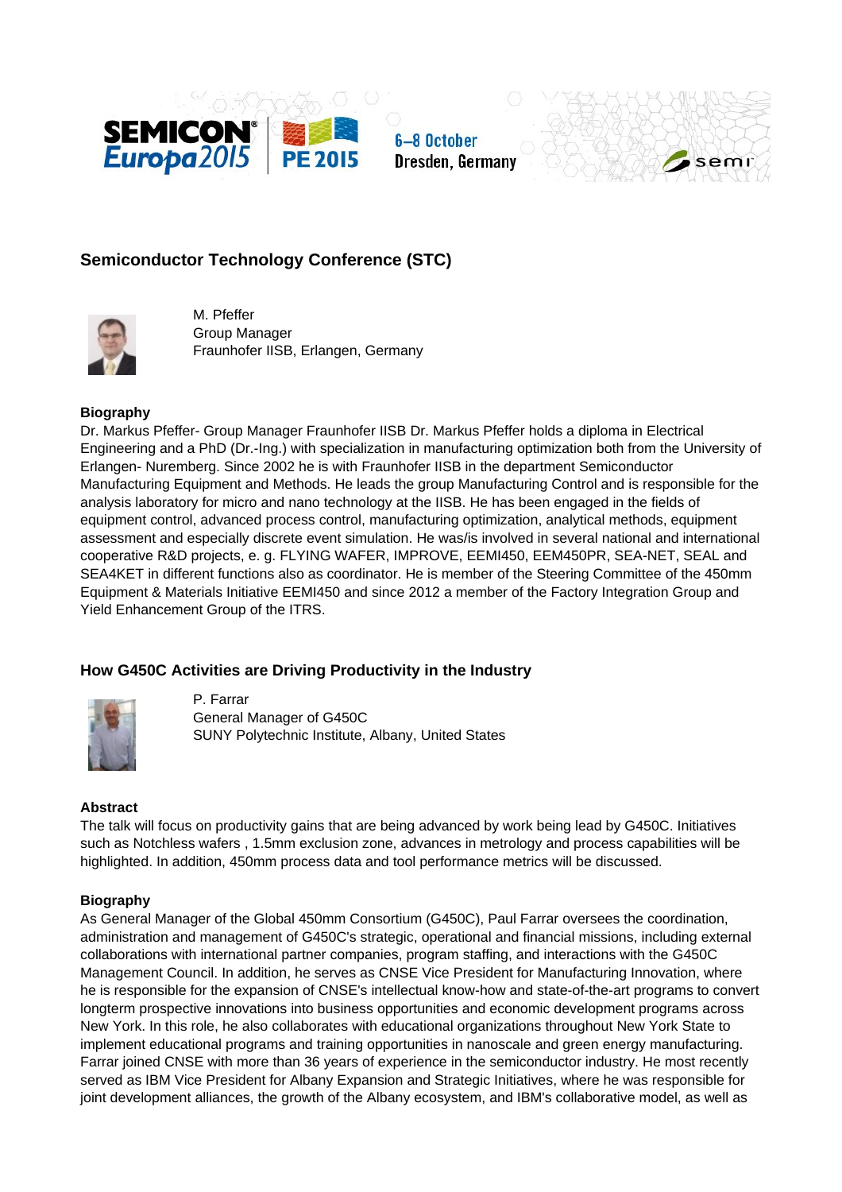## Semiconductor Technology Conference (STC)

M. Pfeffer
Group Manager
Fraunhofer IISB, Erlangen, Germany

**Biography**

Dr. Markus Pfeffer- Group Manager Fraunhofer IISB Dr. Markus Pfeffer holds a diploma in Electrical Engineering and a PhD (Dr.-Ing.) with specialization in manufacturing optimization both from the University of Erlangen- Nuremberg. Since 2002 he is with Fraunhofer IISB in the department Semiconductor Manufacturing Equipment and Methods. He leads the group Manufacturing Control and is responsible for the analysis laboratory for micro and nano technology at the IISB. He has been engaged in the fields of equipment control, advanced process control, manufacturing optimization, analytical methods, equipment assessment and especially discrete event simulation. He was/is involved in several national and international cooperative R&D projects, e. g. FLYING WAFER, IMPROVE, EEMI450, EEM450PR, SEA-NET, SEAL and SEA4KET in different functions also as coordinator. He is member of the Steering Committee of the 450mm Equipment & Materials Initiative EEMI450 and since 2012 a member of the Factory Integration Group and Yield Enhancement Group of the ITRS.

## How G450C Activities are Driving Productivity in the Industry

P. Farrar
General Manager of G450C
SUNY Polytechnic Institute, Albany, United States

**Abstract**

The talk will focus on productivity gains that are being advanced by work being lead by G450C. Initiatives such as Notchless wafers , 1.5mm exclusion zone, advances in metrology and process capabilities will be highlighted. In addition, 450mm process data and tool performance metrics will be discussed.

**Biography**

As General Manager of the Global 450mm Consortium (G450C), Paul Farrar oversees the coordination, administration and management of G450C's strategic, operational and financial missions, including external collaborations with international partner companies, program staffing, and interactions with the G450C Management Council. In addition, he serves as CNSE Vice President for Manufacturing Innovation, where he is responsible for the expansion of CNSE's intellectual know-how and state-of-the-art programs to convert longterm prospective innovations into business opportunities and economic development programs across New York. In this role, he also collaborates with educational organizations throughout New York State to implement educational programs and training opportunities in nanoscale and green energy manufacturing. Farrar joined CNSE with more than 36 years of experience in the semiconductor industry. He most recently served as IBM Vice President for Albany Expansion and Strategic Initiatives, where he was responsible for joint development alliances, the growth of the Albany ecosystem, and IBM's collaborative model, as well as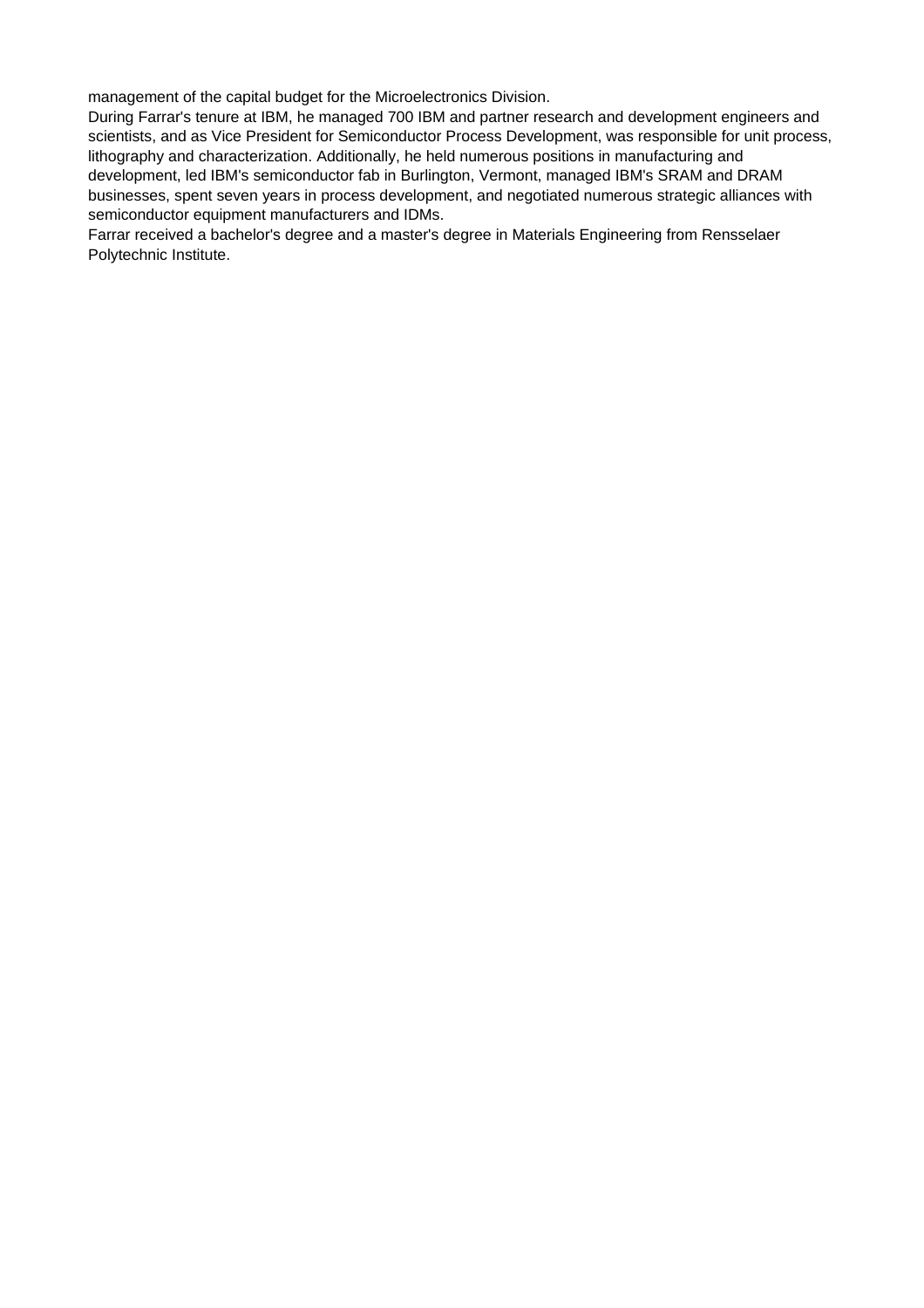management of the capital budget for the Microelectronics Division.

During Farrar's tenure at IBM, he managed 700 IBM and partner research and development engineers and scientists, and as Vice President for Semiconductor Process Development, was responsible for unit process, lithography and characterization. Additionally, he held numerous positions in manufacturing and development, led IBM's semiconductor fab in Burlington, Vermont, managed IBM's SRAM and DRAM businesses, spent seven years in process development, and negotiated numerous strategic alliances with semiconductor equipment manufacturers and IDMs.

Farrar received a bachelor's degree and a master's degree in Materials Engineering from Rensselaer Polytechnic Institute.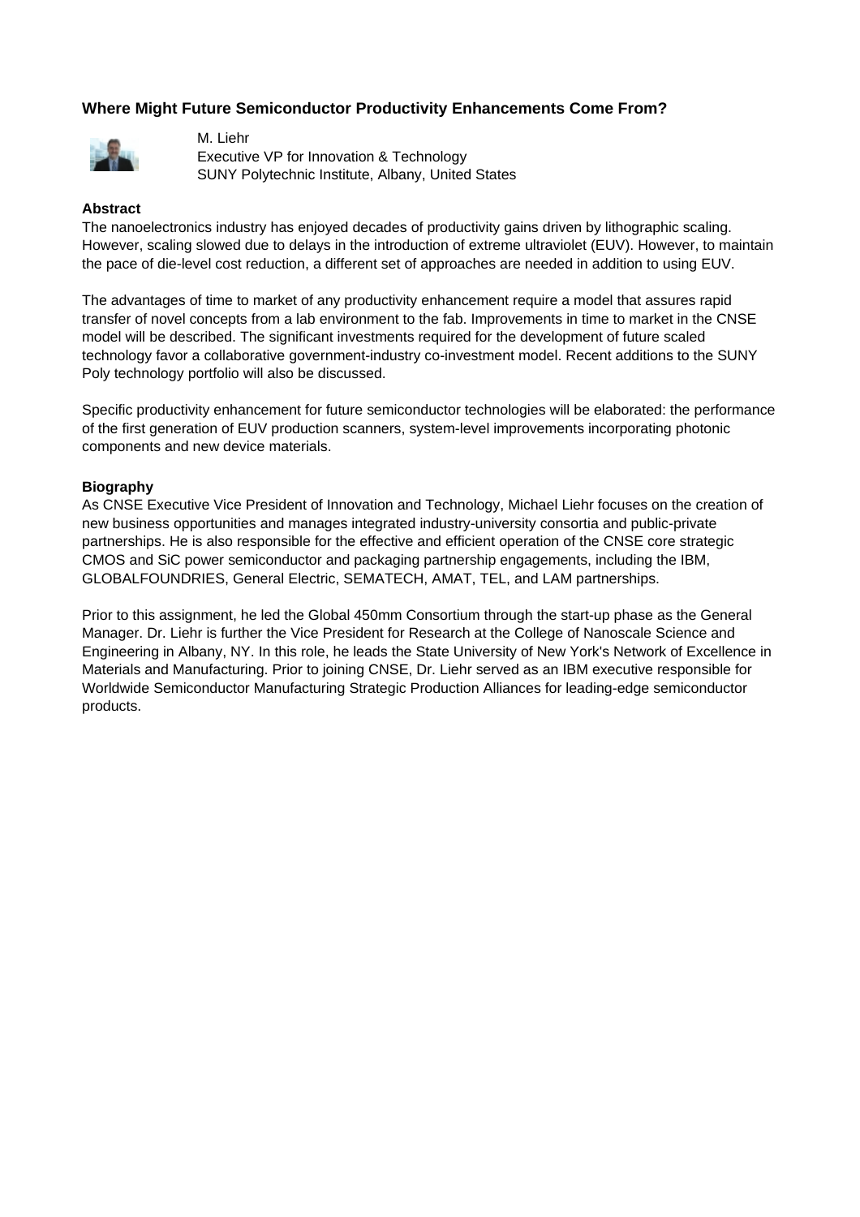## Where Might Future Semiconductor Productivity Enhancements Come From?

M. Liehr
Executive VP for Innovation & Technology
SUNY Polytechnic Institute, Albany, United States

### Abstract

The nanoelectronics industry has enjoyed decades of productivity gains driven by lithographic scaling. However, scaling slowed due to delays in the introduction of extreme ultraviolet (EUV). However, to maintain the pace of die-level cost reduction, a different set of approaches are needed in addition to using EUV.

The advantages of time to market of any productivity enhancement require a model that assures rapid transfer of novel concepts from a lab environment to the fab. Improvements in time to market in the CNSE model will be described. The significant investments required for the development of future scaled technology favor a collaborative government-industry co-investment model. Recent additions to the SUNY Poly technology portfolio will also be discussed.

Specific productivity enhancement for future semiconductor technologies will be elaborated: the performance of the first generation of EUV production scanners, system-level improvements incorporating photonic components and new device materials.

### Biography

As CNSE Executive Vice President of Innovation and Technology, Michael Liehr focuses on the creation of new business opportunities and manages integrated industry-university consortia and public-private partnerships. He is also responsible for the effective and efficient operation of the CNSE core strategic CMOS and SiC power semiconductor and packaging partnership engagements, including the IBM, GLOBALFOUNDRIES, General Electric, SEMATECH, AMAT, TEL, and LAM partnerships.

Prior to this assignment, he led the Global 450mm Consortium through the start-up phase as the General Manager. Dr. Liehr is further the Vice President for Research at the College of Nanoscale Science and Engineering in Albany, NY. In this role, he leads the State University of New York's Network of Excellence in Materials and Manufacturing. Prior to joining CNSE, Dr. Liehr served as an IBM executive responsible for Worldwide Semiconductor Manufacturing Strategic Production Alliances for leading-edge semiconductor products.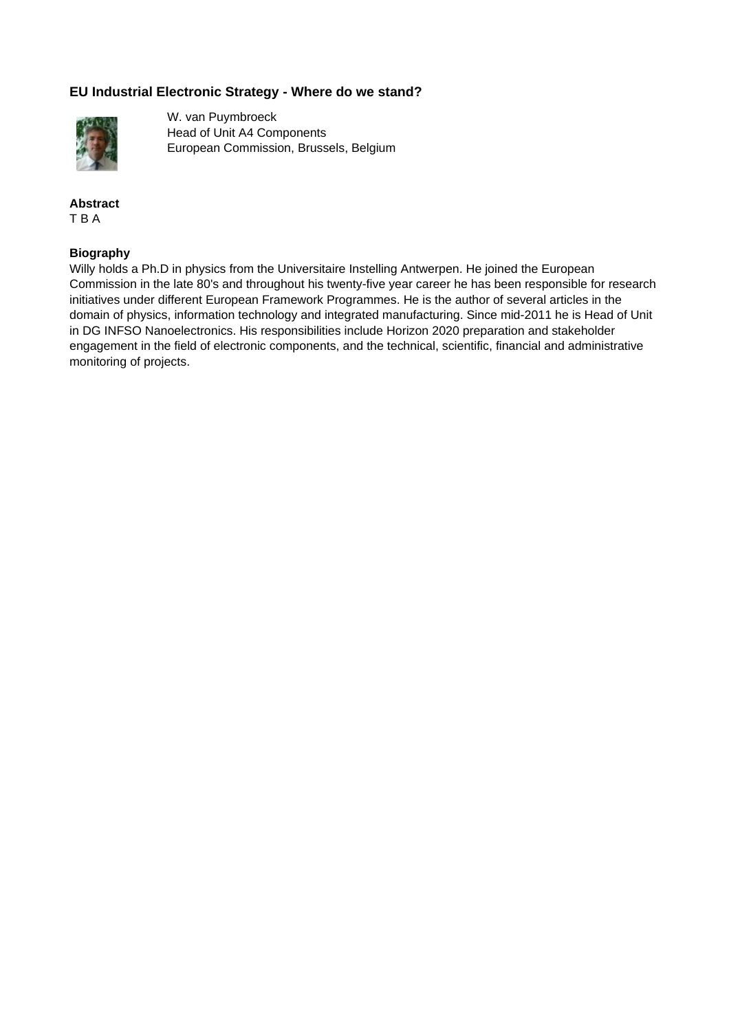## EU Industrial Electronic Strategy - Where do we stand?

W. van Puymbroeck
Head of Unit A4 Components
European Commission, Brussels, Belgium

**Abstract**
T B A

**Biography**
Willy holds a Ph.D in physics from the Universitaire Instelling Antwerpen. He joined the European Commission in the late 80's and throughout his twenty-five year career he has been responsible for research initiatives under different European Framework Programmes. He is the author of several articles in the domain of physics, information technology and integrated manufacturing. Since mid-2011 he is Head of Unit in DG INFSO Nanoelectronics. His responsibilities include Horizon 2020 preparation and stakeholder engagement in the field of electronic components, and the technical, scientific, financial and administrative monitoring of projects.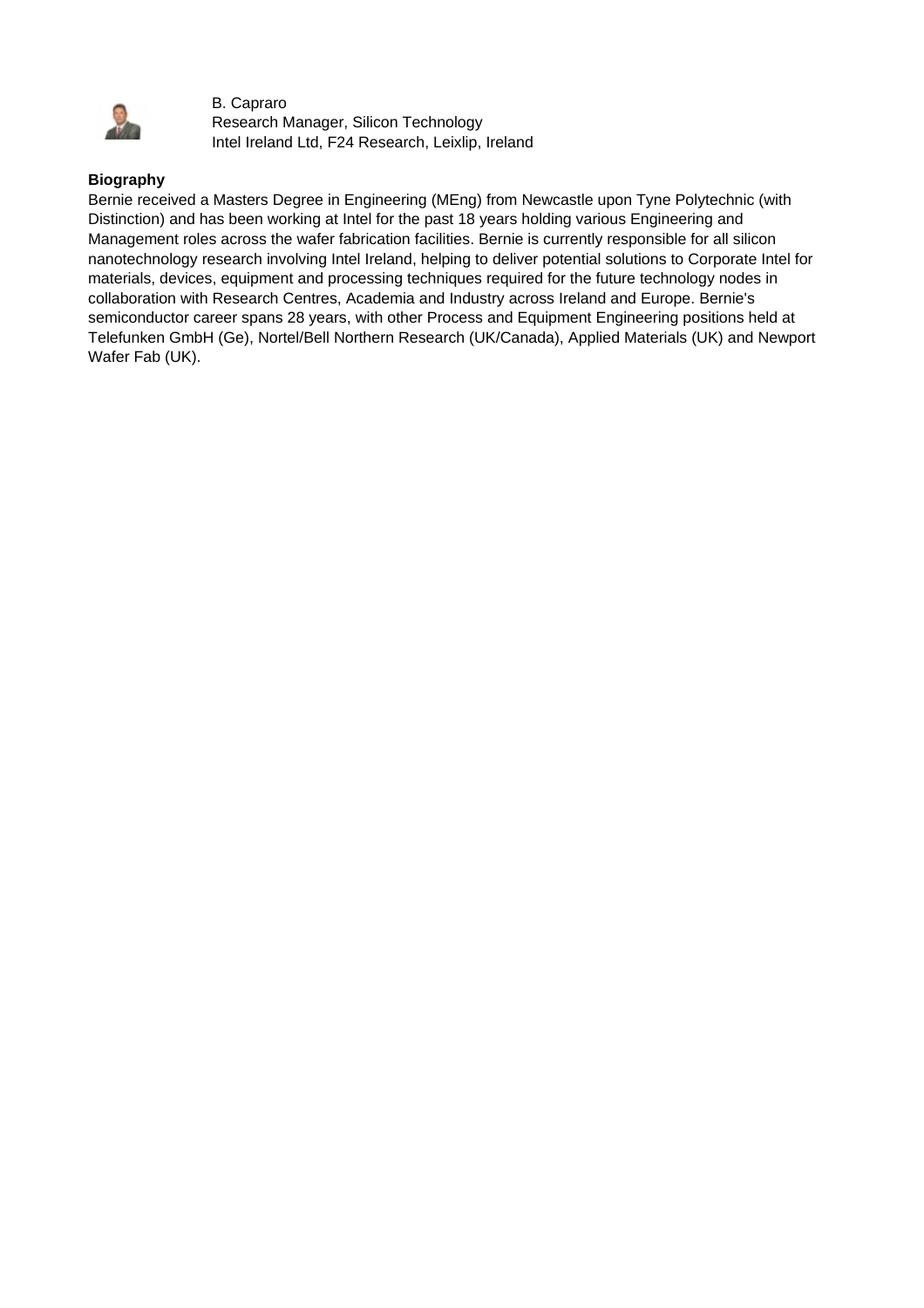B. Capraro
Research Manager, Silicon Technology
Intel Ireland Ltd, F24 Research, Leixlip, Ireland

**Biography**

Bernie received a Masters Degree in Engineering (MEng) from Newcastle upon Tyne Polytechnic (with Distinction) and has been working at Intel for the past 18 years holding various Engineering and Management roles across the wafer fabrication facilities. Bernie is currently responsible for all silicon nanotechnology research involving Intel Ireland, helping to deliver potential solutions to Corporate Intel for materials, devices, equipment and processing techniques required for the future technology nodes in collaboration with Research Centres, Academia and Industry across Ireland and Europe. Bernie's semiconductor career spans 28 years, with other Process and Equipment Engineering positions held at Telefunken GmbH (Ge), Nortel/Bell Northern Research (UK/Canada), Applied Materials (UK) and Newport Wafer Fab (UK).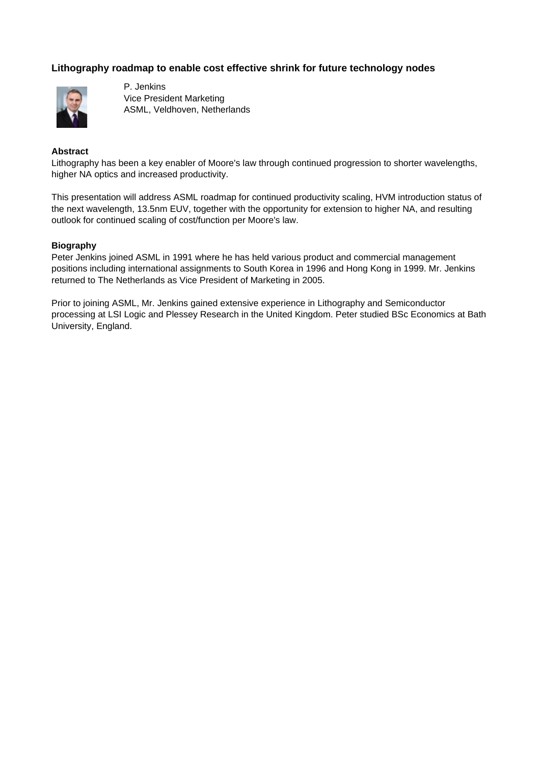## Lithography roadmap to enable cost effective shrink for future technology nodes

P. Jenkins
Vice President Marketing
ASML, Veldhoven, Netherlands

**Abstract**

Lithography has been a key enabler of Moore's law through continued progression to shorter wavelengths, higher NA optics and increased productivity.

This presentation will address ASML roadmap for continued productivity scaling, HVM introduction status of the next wavelength, 13.5nm EUV, together with the opportunity for extension to higher NA, and resulting outlook for continued scaling of cost/function per Moore's law.

**Biography**

Peter Jenkins joined ASML in 1991 where he has held various product and commercial management positions including international assignments to South Korea in 1996 and Hong Kong in 1999. Mr. Jenkins returned to The Netherlands as Vice President of Marketing in 2005.

Prior to joining ASML, Mr. Jenkins gained extensive experience in Lithography and Semiconductor processing at LSI Logic and Plessey Research in the United Kingdom. Peter studied BSc Economics at Bath University, England.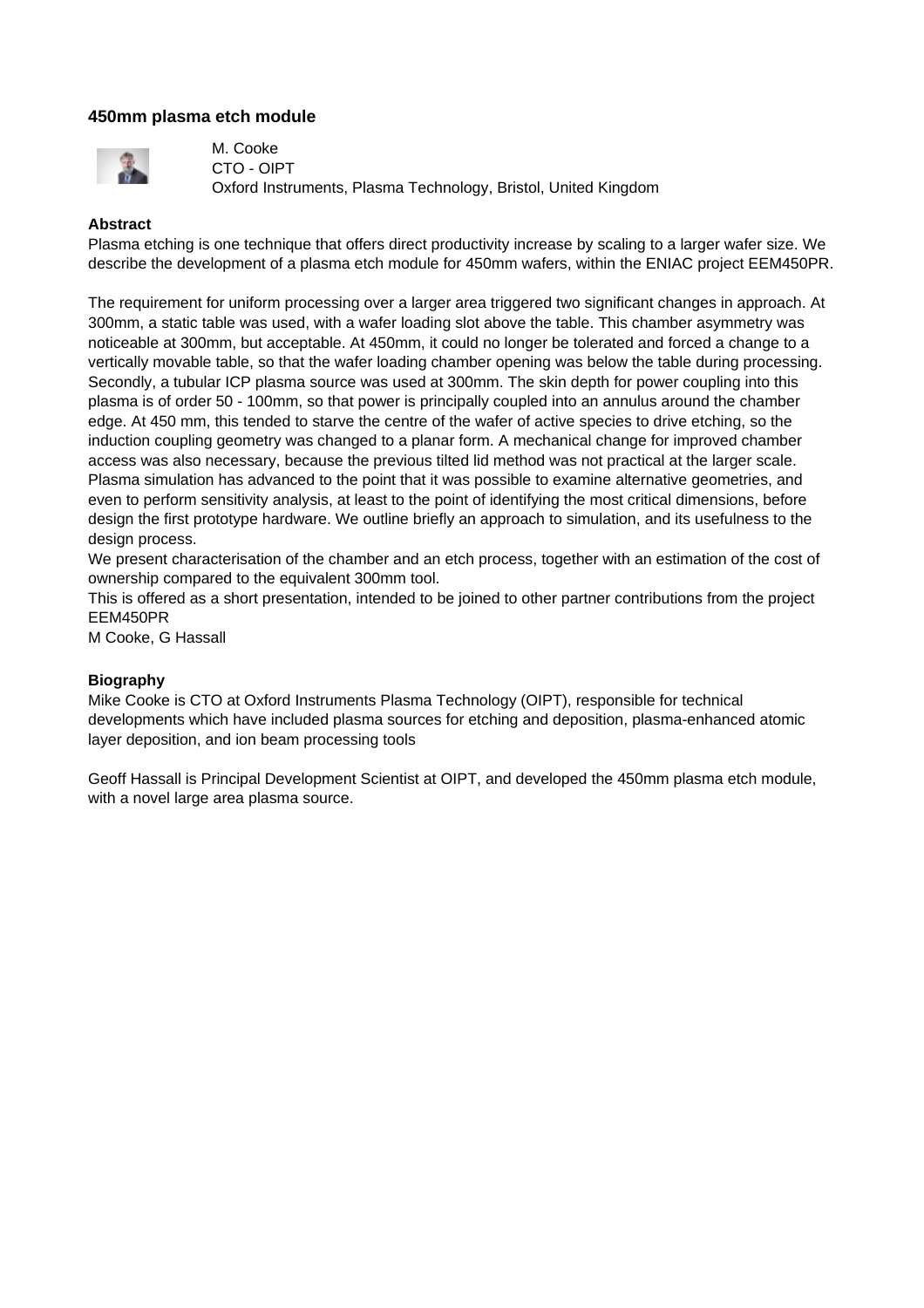## 450mm plasma etch module

M. Cooke
CTO - OIPT
Oxford Instruments, Plasma Technology, Bristol, United Kingdom

### Abstract

Plasma etching is one technique that offers direct productivity increase by scaling to a larger wafer size. We describe the development of a plasma etch module for 450mm wafers, within the ENIAC project EEM450PR.

The requirement for uniform processing over a larger area triggered two significant changes in approach. At 300mm, a static table was used, with a wafer loading slot above the table. This chamber asymmetry was noticeable at 300mm, but acceptable. At 450mm, it could no longer be tolerated and forced a change to a vertically movable table, so that the wafer loading chamber opening was below the table during processing. Secondly, a tubular ICP plasma source was used at 300mm. The skin depth for power coupling into this plasma is of order 50 - 100mm, so that power is principally coupled into an annulus around the chamber edge. At 450 mm, this tended to starve the centre of the wafer of active species to drive etching, so the induction coupling geometry was changed to a planar form. A mechanical change for improved chamber access was also necessary, because the previous tilted lid method was not practical at the larger scale. Plasma simulation has advanced to the point that it was possible to examine alternative geometries, and even to perform sensitivity analysis, at least to the point of identifying the most critical dimensions, before design the first prototype hardware. We outline briefly an approach to simulation, and its usefulness to the design process.
We present characterisation of the chamber and an etch process, together with an estimation of the cost of ownership compared to the equivalent 300mm tool.
This is offered as a short presentation, intended to be joined to other partner contributions from the project EEM450PR
M Cooke, G Hassall

### Biography

Mike Cooke is CTO at Oxford Instruments Plasma Technology (OIPT), responsible for technical developments which have included plasma sources for etching and deposition, plasma-enhanced atomic layer deposition, and ion beam processing tools

Geoff Hassall is Principal Development Scientist at OIPT, and developed the 450mm plasma etch module, with a novel large area plasma source.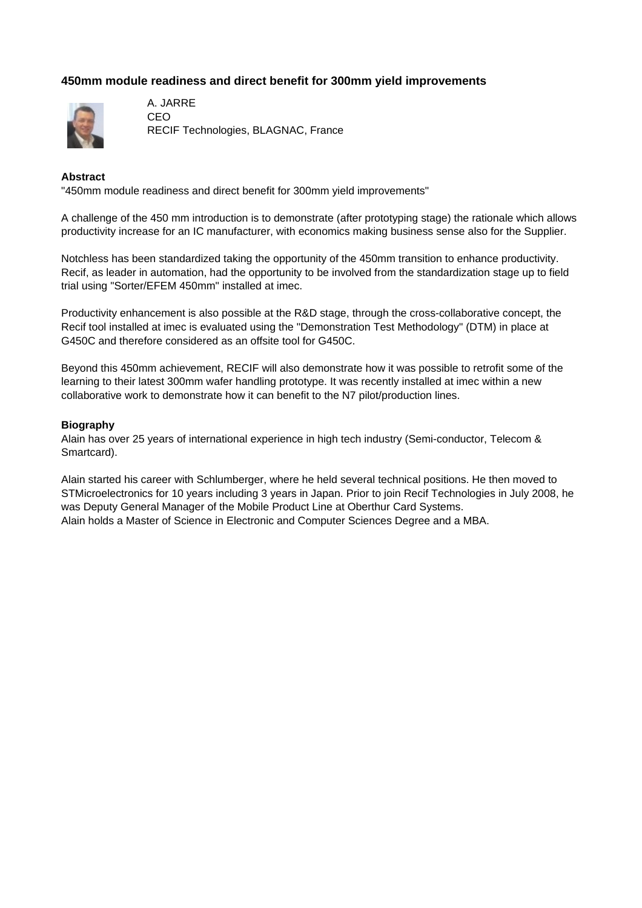### 450mm module readiness and direct benefit for 300mm yield improvements

A. JARRE
CEO
RECIF Technologies, BLAGNAC, France

**Abstract**

"450mm module readiness and direct benefit for 300mm yield improvements"

A challenge of the 450 mm introduction is to demonstrate (after prototyping stage) the rationale which allows productivity increase for an IC manufacturer, with economics making business sense also for the Supplier.

Notchless has been standardized taking the opportunity of the 450mm transition to enhance productivity. Recif, as leader in automation, had the opportunity to be involved from the standardization stage up to field trial using "Sorter/EFEM 450mm" installed at imec.

Productivity enhancement is also possible at the R&D stage, through the cross-collaborative concept, the Recif tool installed at imec is evaluated using the "Demonstration Test Methodology" (DTM) in place at G450C and therefore considered as an offsite tool for G450C.

Beyond this 450mm achievement, RECIF will also demonstrate how it was possible to retrofit some of the learning to their latest 300mm wafer handling prototype. It was recently installed at imec within a new collaborative work to demonstrate how it can benefit to the N7 pilot/production lines.

**Biography**

Alain has over 25 years of international experience in high tech industry (Semi-conductor, Telecom & Smartcard).

Alain started his career with Schlumberger, where he held several technical positions. He then moved to STMicroelectronics for 10 years including 3 years in Japan. Prior to join Recif Technologies in July 2008, he was Deputy General Manager of the Mobile Product Line at Oberthur Card Systems.
Alain holds a Master of Science in Electronic and Computer Sciences Degree and a MBA.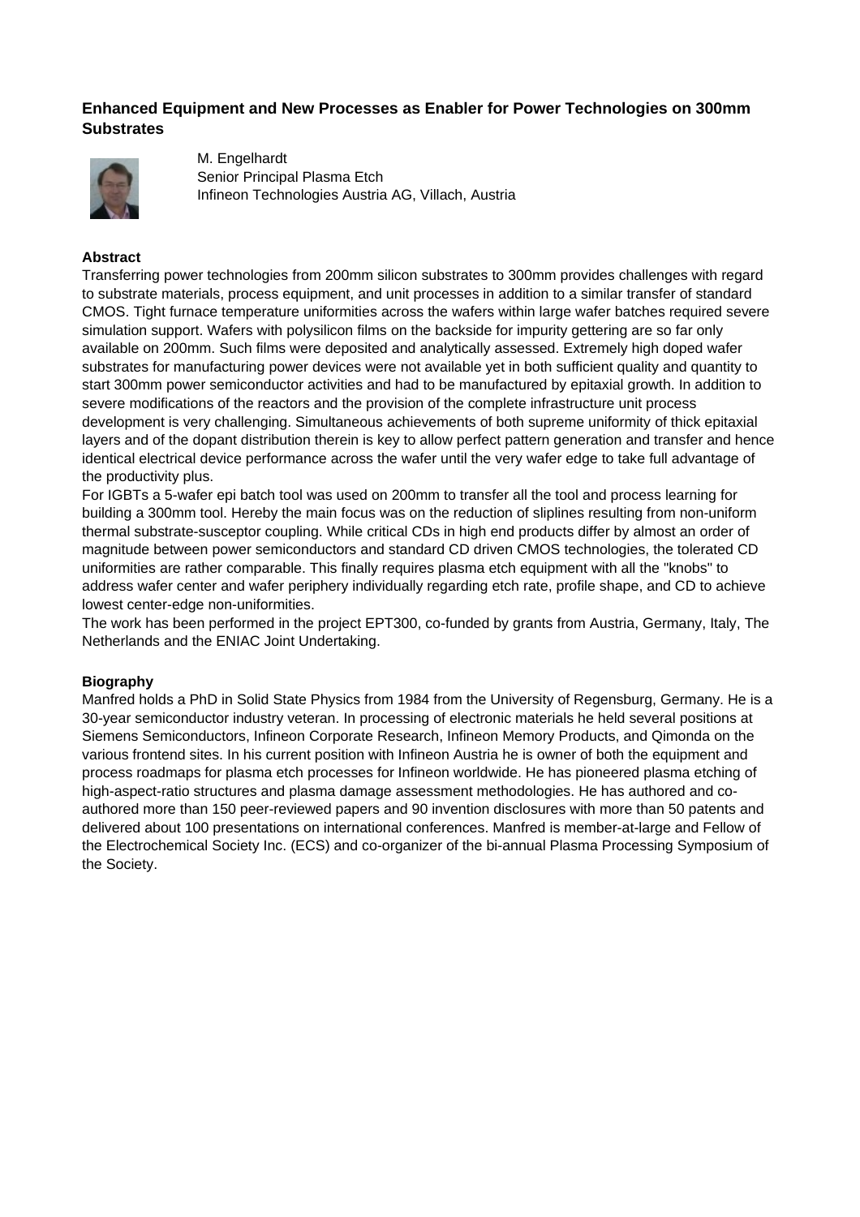## Enhanced Equipment and New Processes as Enabler for Power Technologies on 300mm Substrates

M. Engelhardt
Senior Principal Plasma Etch
Infineon Technologies Austria AG, Villach, Austria

### Abstract

Transferring power technologies from 200mm silicon substrates to 300mm provides challenges with regard to substrate materials, process equipment, and unit processes in addition to a similar transfer of standard CMOS. Tight furnace temperature uniformities across the wafers within large wafer batches required severe simulation support. Wafers with polysilicon films on the backside for impurity gettering are so far only available on 200mm. Such films were deposited and analytically assessed. Extremely high doped wafer substrates for manufacturing power devices were not available yet in both sufficient quality and quantity to start 300mm power semiconductor activities and had to be manufactured by epitaxial growth. In addition to severe modifications of the reactors and the provision of the complete infrastructure unit process development is very challenging. Simultaneous achievements of both supreme uniformity of thick epitaxial layers and of the dopant distribution therein is key to allow perfect pattern generation and transfer and hence identical electrical device performance across the wafer until the very wafer edge to take full advantage of the productivity plus.

For IGBTs a 5-wafer epi batch tool was used on 200mm to transfer all the tool and process learning for building a 300mm tool. Hereby the main focus was on the reduction of sliplines resulting from non-uniform thermal substrate-susceptor coupling. While critical CDs in high end products differ by almost an order of magnitude between power semiconductors and standard CD driven CMOS technologies, the tolerated CD uniformities are rather comparable. This finally requires plasma etch equipment with all the "knobs" to address wafer center and wafer periphery individually regarding etch rate, profile shape, and CD to achieve lowest center-edge non-uniformities.

The work has been performed in the project EPT300, co-funded by grants from Austria, Germany, Italy, The Netherlands and the ENIAC Joint Undertaking.

### Biography

Manfred holds a PhD in Solid State Physics from 1984 from the University of Regensburg, Germany. He is a 30-year semiconductor industry veteran. In processing of electronic materials he held several positions at Siemens Semiconductors, Infineon Corporate Research, Infineon Memory Products, and Qimonda on the various frontend sites. In his current position with Infineon Austria he is owner of both the equipment and process roadmaps for plasma etch processes for Infineon worldwide. He has pioneered plasma etching of high-aspect-ratio structures and plasma damage assessment methodologies. He has authored and co-authored more than 150 peer-reviewed papers and 90 invention disclosures with more than 50 patents and delivered about 100 presentations on international conferences. Manfred is member-at-large and Fellow of the Electrochemical Society Inc. (ECS) and co-organizer of the bi-annual Plasma Processing Symposium of the Society.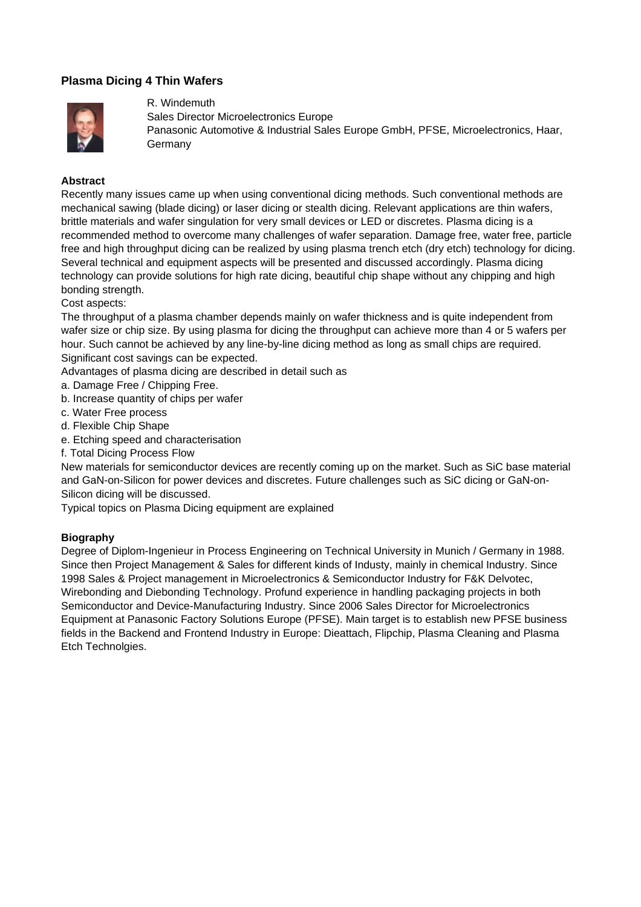## Plasma Dicing 4 Thin Wafers

R. Windemuth
Sales Director Microelectronics Europe
Panasonic Automotive & Industrial Sales Europe GmbH, PFSE, Microelectronics, Haar, Germany

### Abstract

Recently many issues came up when using conventional dicing methods. Such conventional methods are mechanical sawing (blade dicing) or laser dicing or stealth dicing. Relevant applications are thin wafers, brittle materials and wafer singulation for very small devices or LED or discretes. Plasma dicing is a recommended method to overcome many challenges of wafer separation. Damage free, water free, particle free and high throughput dicing can be realized by using plasma trench etch (dry etch) technology for dicing. Several technical and equipment aspects will be presented and discussed accordingly. Plasma dicing technology can provide solutions for high rate dicing, beautiful chip shape without any chipping and high bonding strength.
Cost aspects:
The throughput of a plasma chamber depends mainly on wafer thickness and is quite independent from wafer size or chip size. By using plasma for dicing the throughput can achieve more than 4 or 5 wafers per hour. Such cannot be achieved by any line-by-line dicing method as long as small chips are required. Significant cost savings can be expected.
Advantages of plasma dicing are described in detail such as

a. Damage Free / Chipping Free.
b. Increase quantity of chips per wafer
c. Water Free process
d. Flexible Chip Shape
e. Etching speed and characterisation
f. Total Dicing Process Flow

New materials for semiconductor devices are recently coming up on the market. Such as SiC base material and GaN-on-Silicon for power devices and discretes. Future challenges such as SiC dicing or GaN-on-Silicon dicing will be discussed.
Typical topics on Plasma Dicing equipment are explained

### Biography

Degree of Diplom-Ingenieur in Process Engineering on Technical University in Munich / Germany in 1988. Since then Project Management & Sales for different kinds of Industy, mainly in chemical Industry. Since 1998 Sales & Project management in Microelectronics & Semiconductor Industry for F&K Delvotec, Wirebonding and Diebonding Technology. Profund experience in handling packaging projects in both Semiconductor and Device-Manufacturing Industry. Since 2006 Sales Director for Microelectronics Equipment at Panasonic Factory Solutions Europe (PFSE). Main target is to establish new PFSE business fields in the Backend and Frontend Industry in Europe: Dieattach, Flipchip, Plasma Cleaning and Plasma Etch Technolgies.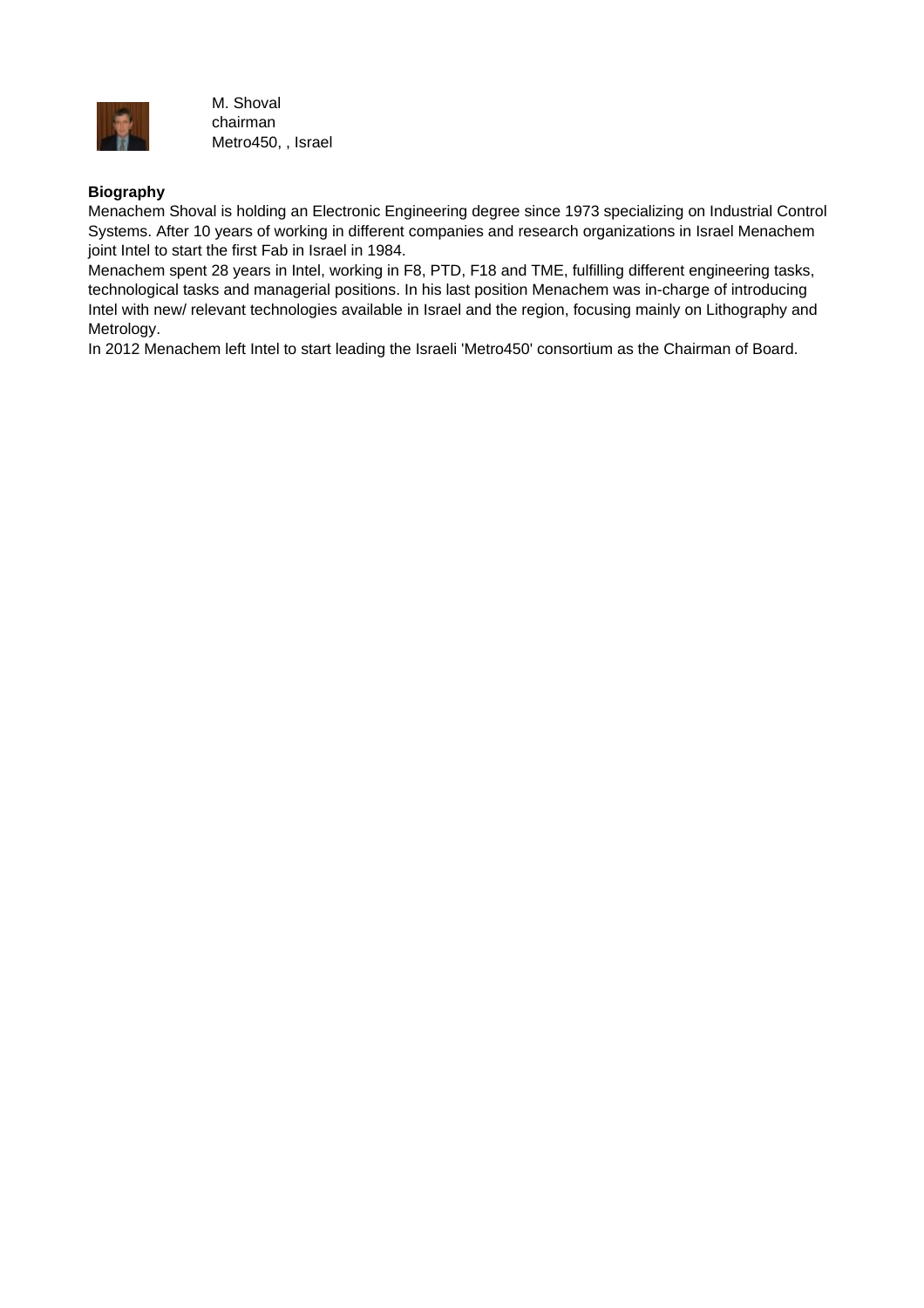M. Shoval
chairman
Metro450, , Israel

**Biography**

Menachem Shoval is holding an Electronic Engineering degree since 1973 specializing on Industrial Control Systems. After 10 years of working in different companies and research organizations in Israel Menachem joint Intel to start the first Fab in Israel in 1984.

Menachem spent 28 years in Intel, working in F8, PTD, F18 and TME, fulfilling different engineering tasks, technological tasks and managerial positions. In his last position Menachem was in-charge of introducing Intel with new/ relevant technologies available in Israel and the region, focusing mainly on Lithography and Metrology.

In 2012 Menachem left Intel to start leading the Israeli 'Metro450' consortium as the Chairman of Board.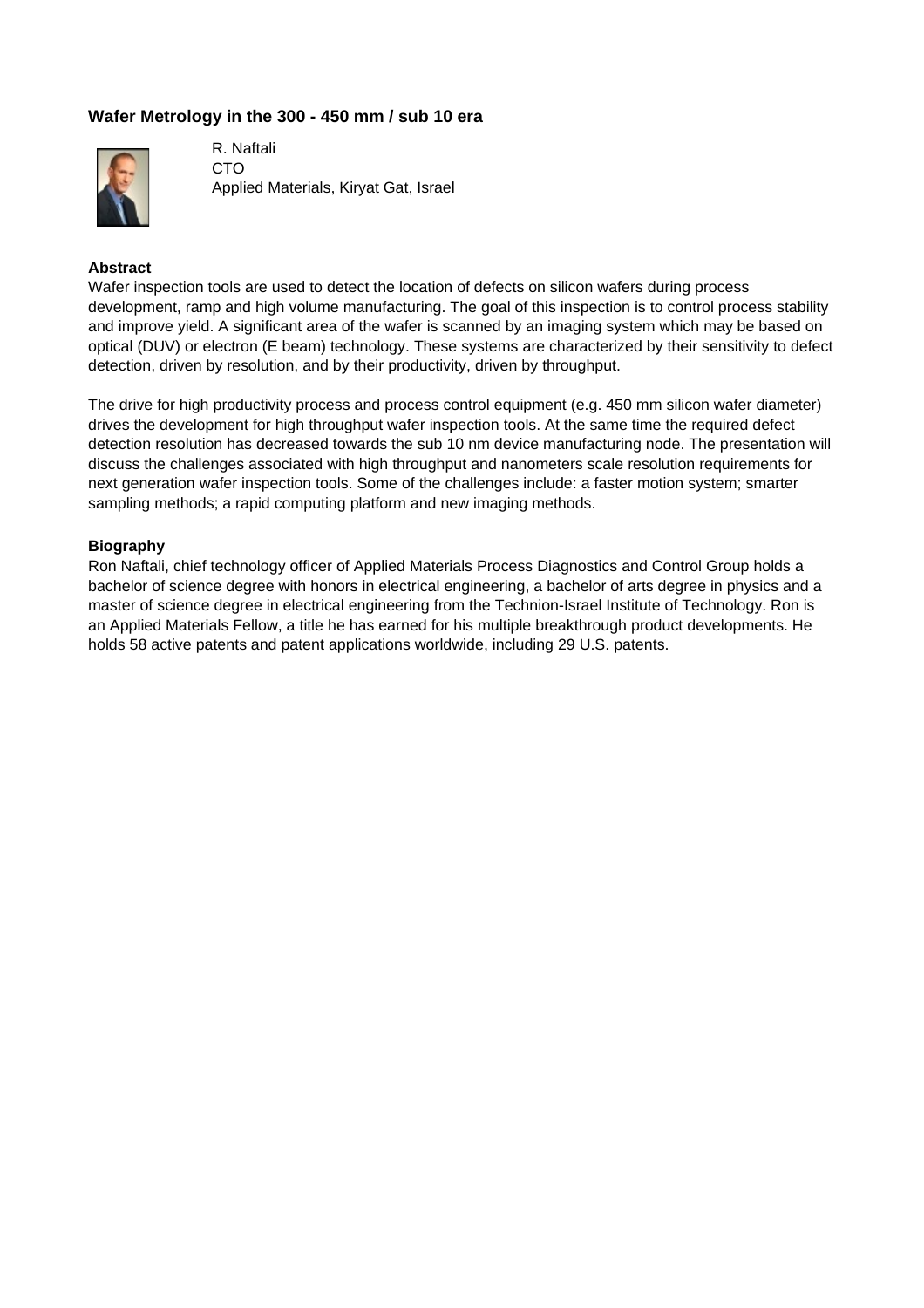### Wafer Metrology in the 300 - 450 mm / sub 10 era

R. Naftali
CTO
Applied Materials, Kiryat Gat, Israel

**Abstract**

Wafer inspection tools are used to detect the location of defects on silicon wafers during process development, ramp and high volume manufacturing. The goal of this inspection is to control process stability and improve yield. A significant area of the wafer is scanned by an imaging system which may be based on optical (DUV) or electron (E beam) technology. These systems are characterized by their sensitivity to defect detection, driven by resolution, and by their productivity, driven by throughput.

The drive for high productivity process and process control equipment (e.g. 450 mm silicon wafer diameter) drives the development for high throughput wafer inspection tools. At the same time the required defect detection resolution has decreased towards the sub 10 nm device manufacturing node. The presentation will discuss the challenges associated with high throughput and nanometers scale resolution requirements for next generation wafer inspection tools. Some of the challenges include: a faster motion system; smarter sampling methods; a rapid computing platform and new imaging methods.

**Biography**

Ron Naftali, chief technology officer of Applied Materials Process Diagnostics and Control Group holds a bachelor of science degree with honors in electrical engineering, a bachelor of arts degree in physics and a master of science degree in electrical engineering from the Technion-Israel Institute of Technology. Ron is an Applied Materials Fellow, a title he has earned for his multiple breakthrough product developments. He holds 58 active patents and patent applications worldwide, including 29 U.S. patents.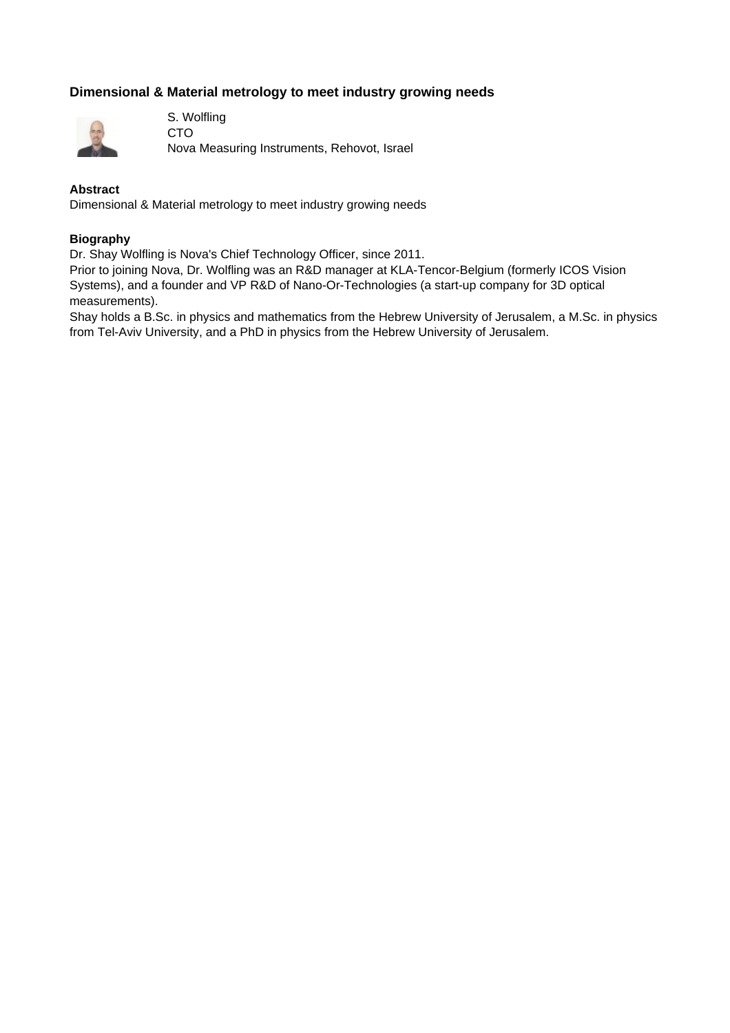### Dimensional & Material metrology to meet industry growing needs

S. Wolfling
CTO
Nova Measuring Instruments, Rehovot, Israel

**Abstract**

Dimensional & Material metrology to meet industry growing needs

**Biography**

Dr. Shay Wolfling is Nova's Chief Technology Officer, since 2011.
Prior to joining Nova, Dr. Wolfling was an R&D manager at KLA-Tencor-Belgium (formerly ICOS Vision Systems), and a founder and VP R&D of Nano-Or-Technologies (a start-up company for 3D optical measurements).
Shay holds a B.Sc. in physics and mathematics from the Hebrew University of Jerusalem, a M.Sc. in physics from Tel-Aviv University, and a PhD in physics from the Hebrew University of Jerusalem.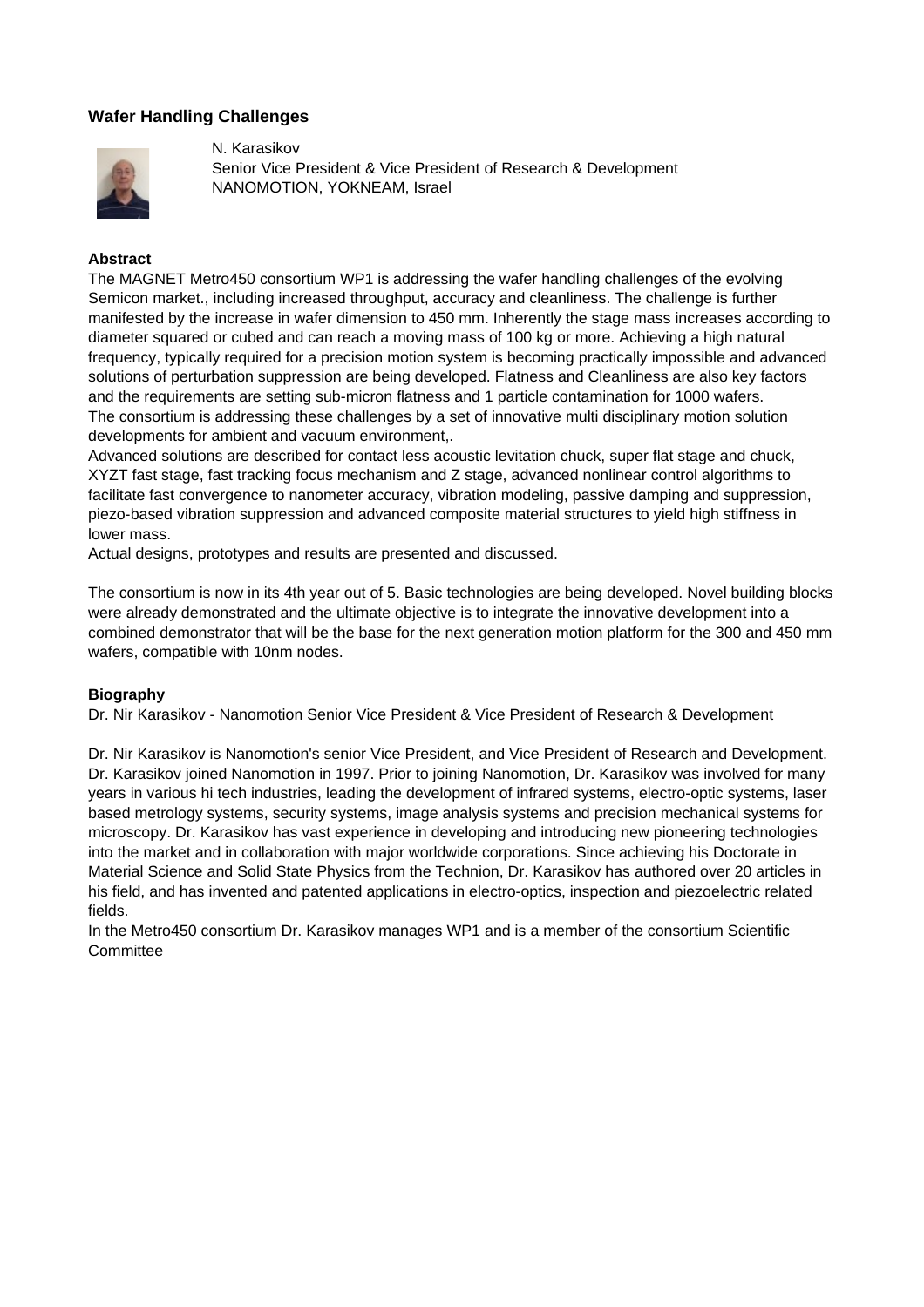### Wafer Handling Challenges

N. Karasikov
Senior Vice President & Vice President of Research & Development
NANOMOTION, YOKNEAM, Israel

**Abstract**

The MAGNET Metro450 consortium WP1 is addressing the wafer handling challenges of the evolving Semicon market., including increased throughput, accuracy and cleanliness. The challenge is further manifested by the increase in wafer dimension to 450 mm. Inherently the stage mass increases according to diameter squared or cubed and can reach a moving mass of 100 kg or more. Achieving a high natural frequency, typically required for a precision motion system is becoming practically impossible and advanced solutions of perturbation suppression are being developed. Flatness and Cleanliness are also key factors and the requirements are setting sub-micron flatness and 1 particle contamination for 1000 wafers.
The consortium is addressing these challenges by a set of innovative multi disciplinary motion solution developments for ambient and vacuum environment,.
Advanced solutions are described for contact less acoustic levitation chuck, super flat stage and chuck, XYZT fast stage, fast tracking focus mechanism and Z stage, advanced nonlinear control algorithms to facilitate fast convergence to nanometer accuracy, vibration modeling, passive damping and suppression, piezo-based vibration suppression and advanced composite material structures to yield high stiffness in lower mass.
Actual designs, prototypes and results are presented and discussed.

The consortium is now in its 4th year out of 5. Basic technologies are being developed. Novel building blocks were already demonstrated and the ultimate objective is to integrate the innovative development into a combined demonstrator that will be the base for the next generation motion platform for the 300 and 450 mm wafers, compatible with 10nm nodes.

**Biography**

Dr. Nir Karasikov - Nanomotion Senior Vice President & Vice President of Research & Development

Dr. Nir Karasikov is Nanomotion's senior Vice President, and Vice President of Research and Development. Dr. Karasikov joined Nanomotion in 1997. Prior to joining Nanomotion, Dr. Karasikov was involved for many years in various hi tech industries, leading the development of infrared systems, electro-optic systems, laser based metrology systems, security systems, image analysis systems and precision mechanical systems for microscopy. Dr. Karasikov has vast experience in developing and introducing new pioneering technologies into the market and in collaboration with major worldwide corporations. Since achieving his Doctorate in Material Science and Solid State Physics from the Technion, Dr. Karasikov has authored over 20 articles in his field, and has invented and patented applications in electro-optics, inspection and piezoelectric related fields.
In the Metro450 consortium Dr. Karasikov manages WP1 and is a member of the consortium Scientific Committee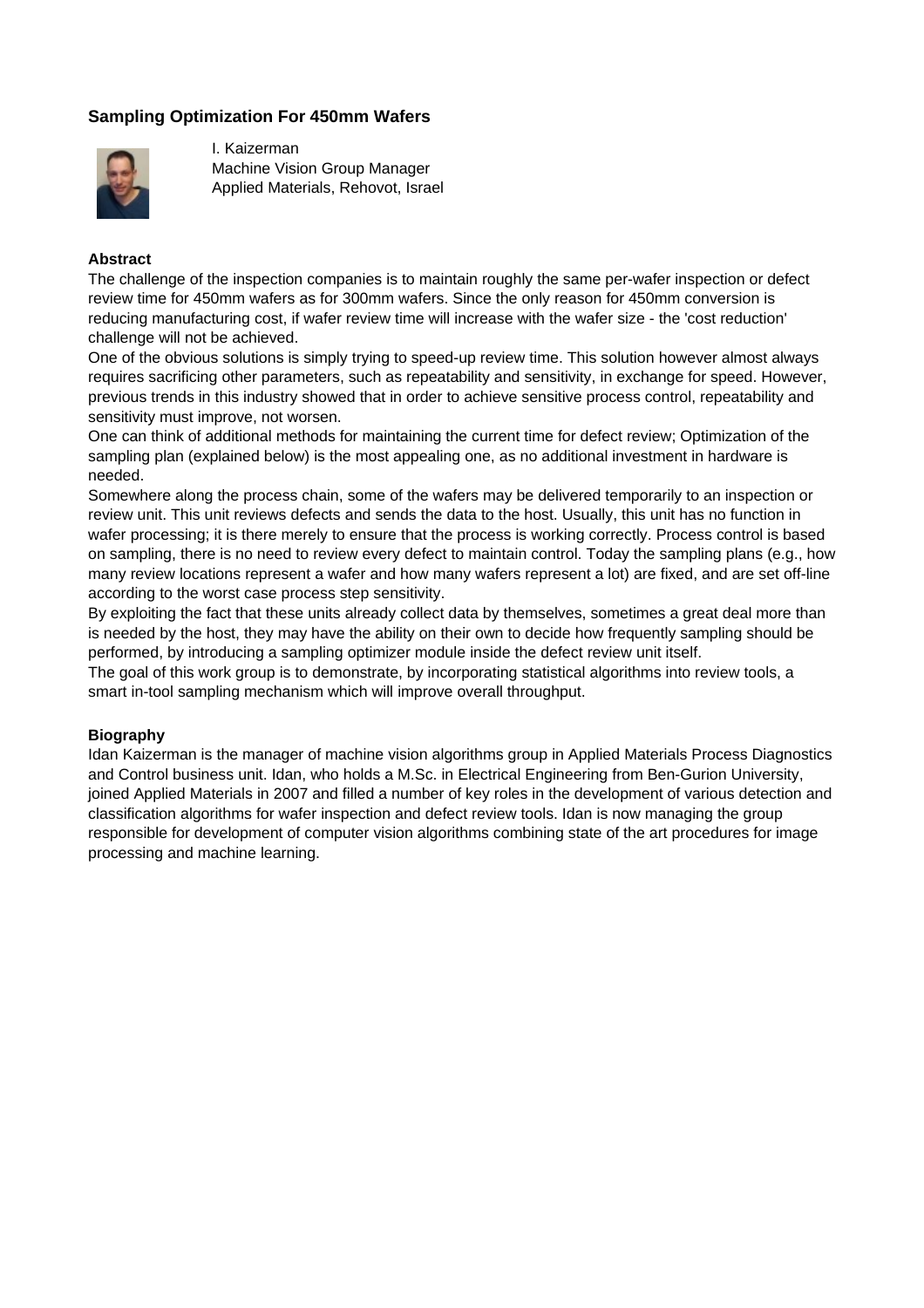### Sampling Optimization For 450mm Wafers

I. Kaizerman
Machine Vision Group Manager
Applied Materials, Rehovot, Israel

**Abstract**

The challenge of the inspection companies is to maintain roughly the same per-wafer inspection or defect review time for 450mm wafers as for 300mm wafers. Since the only reason for 450mm conversion is reducing manufacturing cost, if wafer review time will increase with the wafer size - the 'cost reduction' challenge will not be achieved.
One of the obvious solutions is simply trying to speed-up review time. This solution however almost always requires sacrificing other parameters, such as repeatability and sensitivity, in exchange for speed. However, previous trends in this industry showed that in order to achieve sensitive process control, repeatability and sensitivity must improve, not worsen.
One can think of additional methods for maintaining the current time for defect review; Optimization of the sampling plan (explained below) is the most appealing one, as no additional investment in hardware is needed.
Somewhere along the process chain, some of the wafers may be delivered temporarily to an inspection or review unit. This unit reviews defects and sends the data to the host. Usually, this unit has no function in wafer processing; it is there merely to ensure that the process is working correctly. Process control is based on sampling, there is no need to review every defect to maintain control. Today the sampling plans (e.g., how many review locations represent a wafer and how many wafers represent a lot) are fixed, and are set off-line according to the worst case process step sensitivity.
By exploiting the fact that these units already collect data by themselves, sometimes a great deal more than is needed by the host, they may have the ability on their own to decide how frequently sampling should be performed, by introducing a sampling optimizer module inside the defect review unit itself.
The goal of this work group is to demonstrate, by incorporating statistical algorithms into review tools, a smart in-tool sampling mechanism which will improve overall throughput.

**Biography**

Idan Kaizerman is the manager of machine vision algorithms group in Applied Materials Process Diagnostics and Control business unit. Idan, who holds a M.Sc. in Electrical Engineering from Ben-Gurion University, joined Applied Materials in 2007 and filled a number of key roles in the development of various detection and classification algorithms for wafer inspection and defect review tools. Idan is now managing the group responsible for development of computer vision algorithms combining state of the art procedures for image processing and machine learning.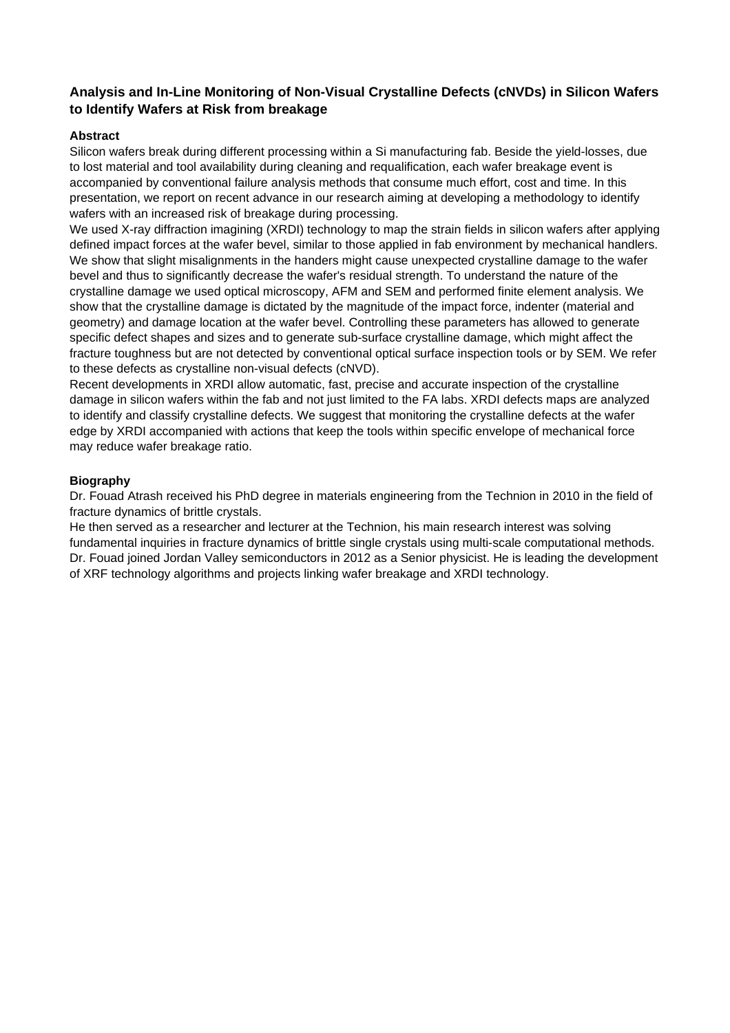## Analysis and In-Line Monitoring of Non-Visual Crystalline Defects (cNVDs) in Silicon Wafers to Identify Wafers at Risk from breakage

### Abstract

Silicon wafers break during different processing within a Si manufacturing fab. Beside the yield-losses, due to lost material and tool availability during cleaning and requalification, each wafer breakage event is accompanied by conventional failure analysis methods that consume much effort, cost and time. In this presentation, we report on recent advance in our research aiming at developing a methodology to identify wafers with an increased risk of breakage during processing.

We used X-ray diffraction imagining (XRDI) technology to map the strain fields in silicon wafers after applying defined impact forces at the wafer bevel, similar to those applied in fab environment by mechanical handlers. We show that slight misalignments in the handers might cause unexpected crystalline damage to the wafer bevel and thus to significantly decrease the wafer's residual strength. To understand the nature of the crystalline damage we used optical microscopy, AFM and SEM and performed finite element analysis. We show that the crystalline damage is dictated by the magnitude of the impact force, indenter (material and geometry) and damage location at the wafer bevel. Controlling these parameters has allowed to generate specific defect shapes and sizes and to generate sub-surface crystalline damage, which might affect the fracture toughness but are not detected by conventional optical surface inspection tools or by SEM. We refer to these defects as crystalline non-visual defects (cNVD).

Recent developments in XRDI allow automatic, fast, precise and accurate inspection of the crystalline damage in silicon wafers within the fab and not just limited to the FA labs. XRDI defects maps are analyzed to identify and classify crystalline defects. We suggest that monitoring the crystalline defects at the wafer edge by XRDI accompanied with actions that keep the tools within specific envelope of mechanical force may reduce wafer breakage ratio.

### Biography

Dr. Fouad Atrash received his PhD degree in materials engineering from the Technion in 2010 in the field of fracture dynamics of brittle crystals.

He then served as a researcher and lecturer at the Technion, his main research interest was solving fundamental inquiries in fracture dynamics of brittle single crystals using multi-scale computational methods. Dr. Fouad joined Jordan Valley semiconductors in 2012 as a Senior physicist. He is leading the development of XRF technology algorithms and projects linking wafer breakage and XRDI technology.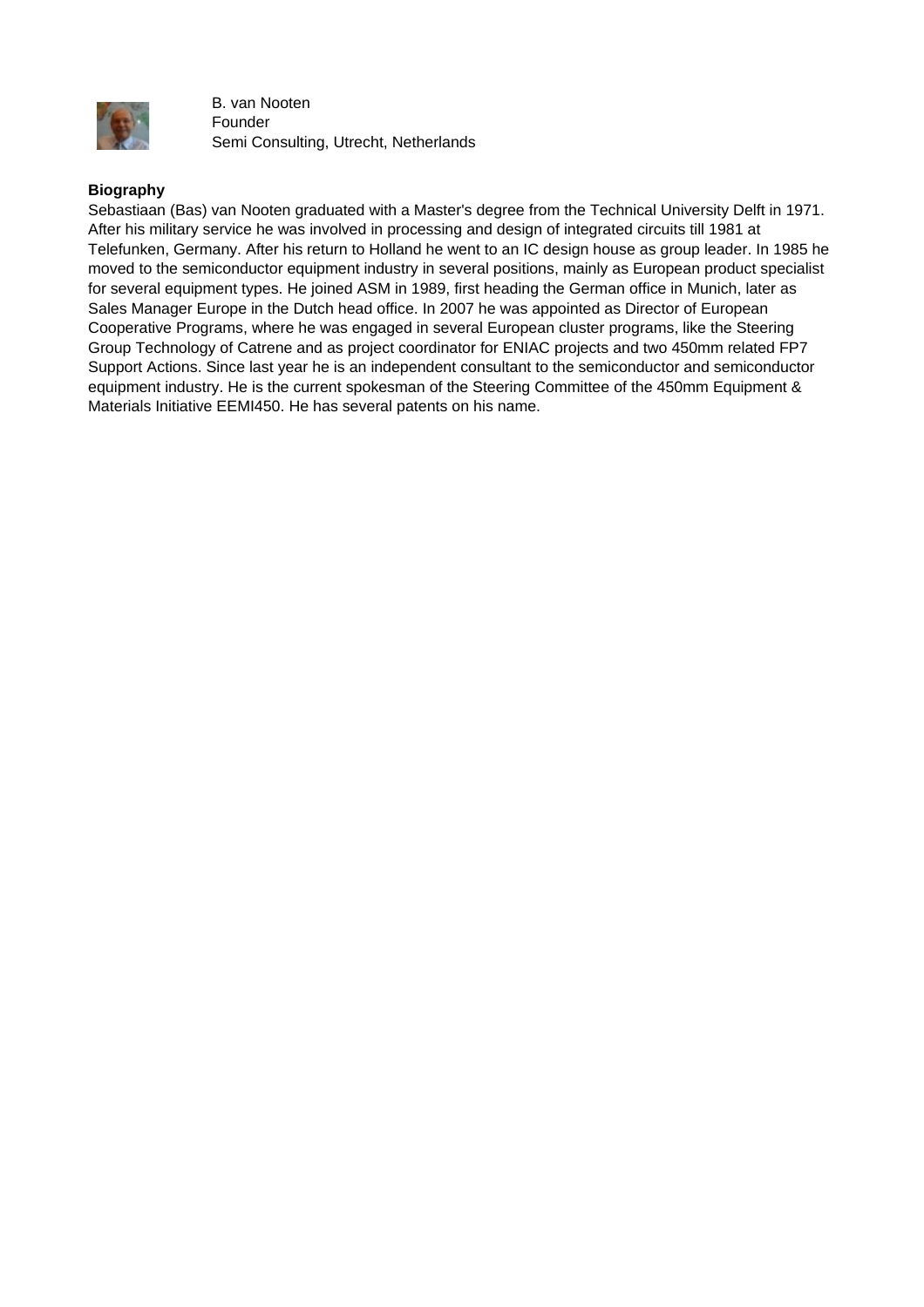B. van Nooten
Founder
Semi Consulting, Utrecht, Netherlands

**Biography**

Sebastiaan (Bas) van Nooten graduated with a Master's degree from the Technical University Delft in 1971. After his military service he was involved in processing and design of integrated circuits till 1981 at Telefunken, Germany. After his return to Holland he went to an IC design house as group leader. In 1985 he moved to the semiconductor equipment industry in several positions, mainly as European product specialist for several equipment types. He joined ASM in 1989, first heading the German office in Munich, later as Sales Manager Europe in the Dutch head office. In 2007 he was appointed as Director of European Cooperative Programs, where he was engaged in several European cluster programs, like the Steering Group Technology of Catrene and as project coordinator for ENIAC projects and two 450mm related FP7 Support Actions. Since last year he is an independent consultant to the semiconductor and semiconductor equipment industry. He is the current spokesman of the Steering Committee of the 450mm Equipment & Materials Initiative EEMI450. He has several patents on his name.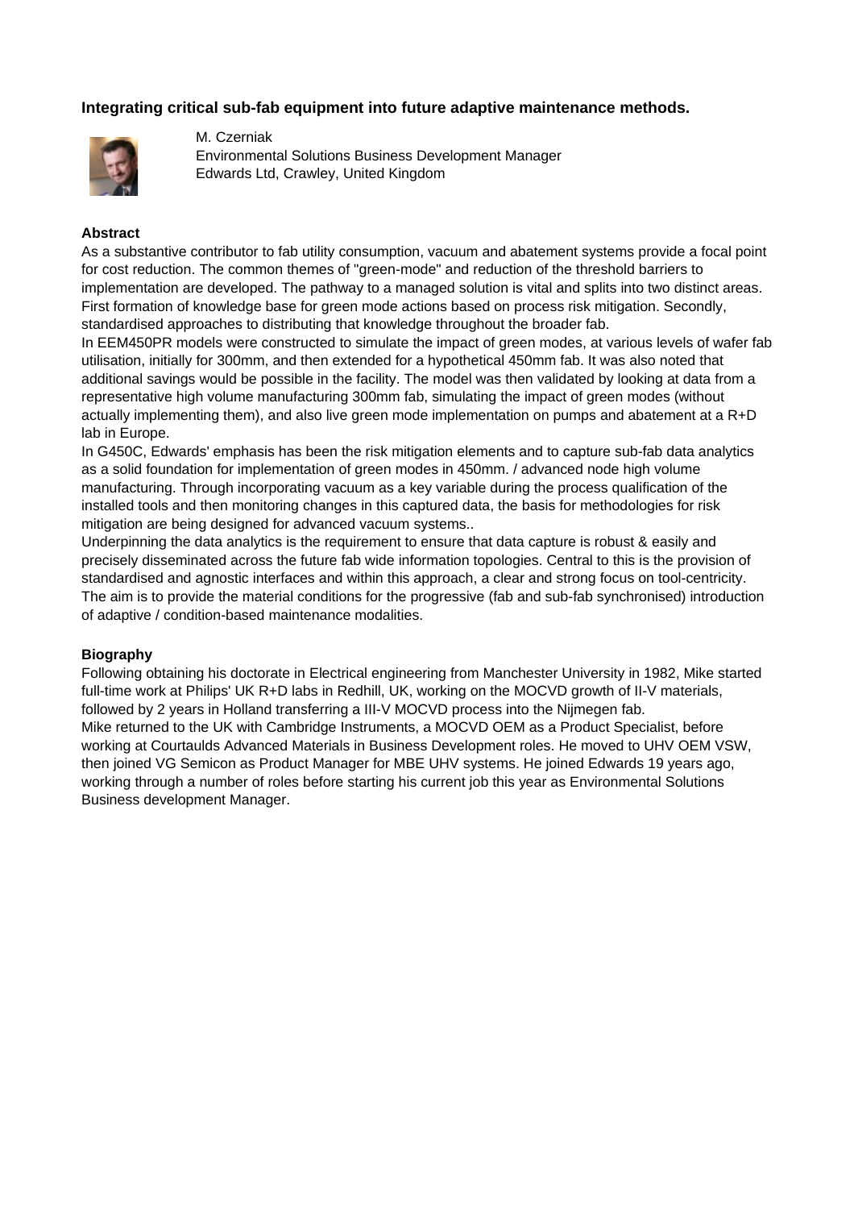### Integrating critical sub-fab equipment into future adaptive maintenance methods.

M. Czerniak
Environmental Solutions Business Development Manager
Edwards Ltd, Crawley, United Kingdom

**Abstract**

As a substantive contributor to fab utility consumption, vacuum and abatement systems provide a focal point for cost reduction. The common themes of "green-mode" and reduction of the threshold barriers to implementation are developed. The pathway to a managed solution is vital and splits into two distinct areas. First formation of knowledge base for green mode actions based on process risk mitigation. Secondly, standardised approaches to distributing that knowledge throughout the broader fab.

In EEM450PR models were constructed to simulate the impact of green modes, at various levels of wafer fab utilisation, initially for 300mm, and then extended for a hypothetical 450mm fab. It was also noted that additional savings would be possible in the facility. The model was then validated by looking at data from a representative high volume manufacturing 300mm fab, simulating the impact of green modes (without actually implementing them), and also live green mode implementation on pumps and abatement at a R+D lab in Europe.

In G450C, Edwards' emphasis has been the risk mitigation elements and to capture sub-fab data analytics as a solid foundation for implementation of green modes in 450mm. / advanced node high volume manufacturing. Through incorporating vacuum as a key variable during the process qualification of the installed tools and then monitoring changes in this captured data, the basis for methodologies for risk mitigation are being designed for advanced vacuum systems..

Underpinning the data analytics is the requirement to ensure that data capture is robust & easily and precisely disseminated across the future fab wide information topologies. Central to this is the provision of standardised and agnostic interfaces and within this approach, a clear and strong focus on tool-centricity. The aim is to provide the material conditions for the progressive (fab and sub-fab synchronised) introduction of adaptive / condition-based maintenance modalities.

**Biography**

Following obtaining his doctorate in Electrical engineering from Manchester University in 1982, Mike started full-time work at Philips' UK R+D labs in Redhill, UK, working on the MOCVD growth of II-V materials, followed by 2 years in Holland transferring a III-V MOCVD process into the Nijmegen fab.

Mike returned to the UK with Cambridge Instruments, a MOCVD OEM as a Product Specialist, before working at Courtaulds Advanced Materials in Business Development roles. He moved to UHV OEM VSW, then joined VG Semicon as Product Manager for MBE UHV systems. He joined Edwards 19 years ago, working through a number of roles before starting his current job this year as Environmental Solutions Business development Manager.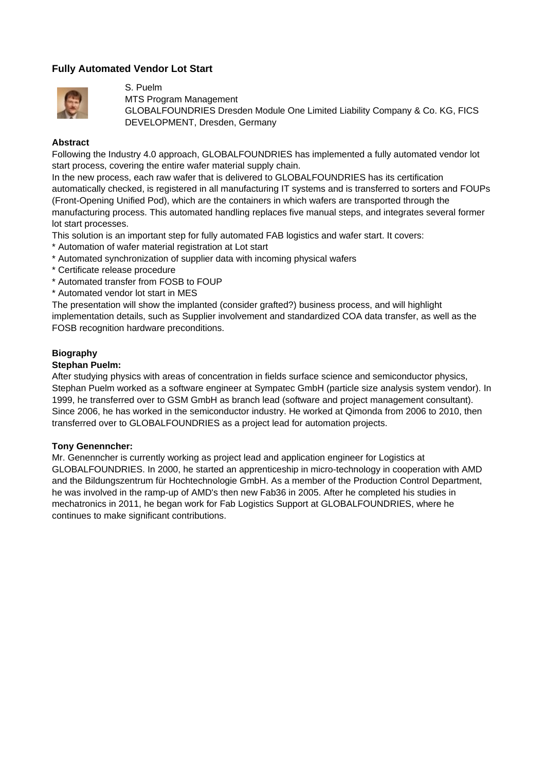## Fully Automated Vendor Lot Start

S. Puelm
MTS Program Management
GLOBALFOUNDRIES Dresden Module One Limited Liability Company & Co. KG, FICS DEVELOPMENT, Dresden, Germany

### Abstract

Following the Industry 4.0 approach, GLOBALFOUNDRIES has implemented a fully automated vendor lot start process, covering the entire wafer material supply chain.

In the new process, each raw wafer that is delivered to GLOBALFOUNDRIES has its certification automatically checked, is registered in all manufacturing IT systems and is transferred to sorters and FOUPs (Front-Opening Unified Pod), which are the containers in which wafers are transported through the manufacturing process. This automated handling replaces five manual steps, and integrates several former lot start processes.

This solution is an important step for fully automated FAB logistics and wafer start. It covers:

* Automation of wafer material registration at Lot start
* Automated synchronization of supplier data with incoming physical wafers
* Certificate release procedure
* Automated transfer from FOSB to FOUP
* Automated vendor lot start in MES

The presentation will show the implanted (consider grafted?) business process, and will highlight implementation details, such as Supplier involvement and standardized COA data transfer, as well as the FOSB recognition hardware preconditions.

### Biography

**Stephan Puelm:**

After studying physics with areas of concentration in fields surface science and semiconductor physics, Stephan Puelm worked as a software engineer at Sympatec GmbH (particle size analysis system vendor). In 1999, he transferred over to GSM GmbH as branch lead (software and project management consultant). Since 2006, he has worked in the semiconductor industry. He worked at Qimonda from 2006 to 2010, then transferred over to GLOBALFOUNDRIES as a project lead for automation projects.

**Tony Genenncher:**

Mr. Genenncher is currently working as project lead and application engineer for Logistics at GLOBALFOUNDRIES. In 2000, he started an apprenticeship in micro-technology in cooperation with AMD and the Bildungszentrum für Hochtechnologie GmbH. As a member of the Production Control Department, he was involved in the ramp-up of AMD's then new Fab36 in 2005. After he completed his studies in mechatronics in 2011, he began work for Fab Logistics Support at GLOBALFOUNDRIES, where he continues to make significant contributions.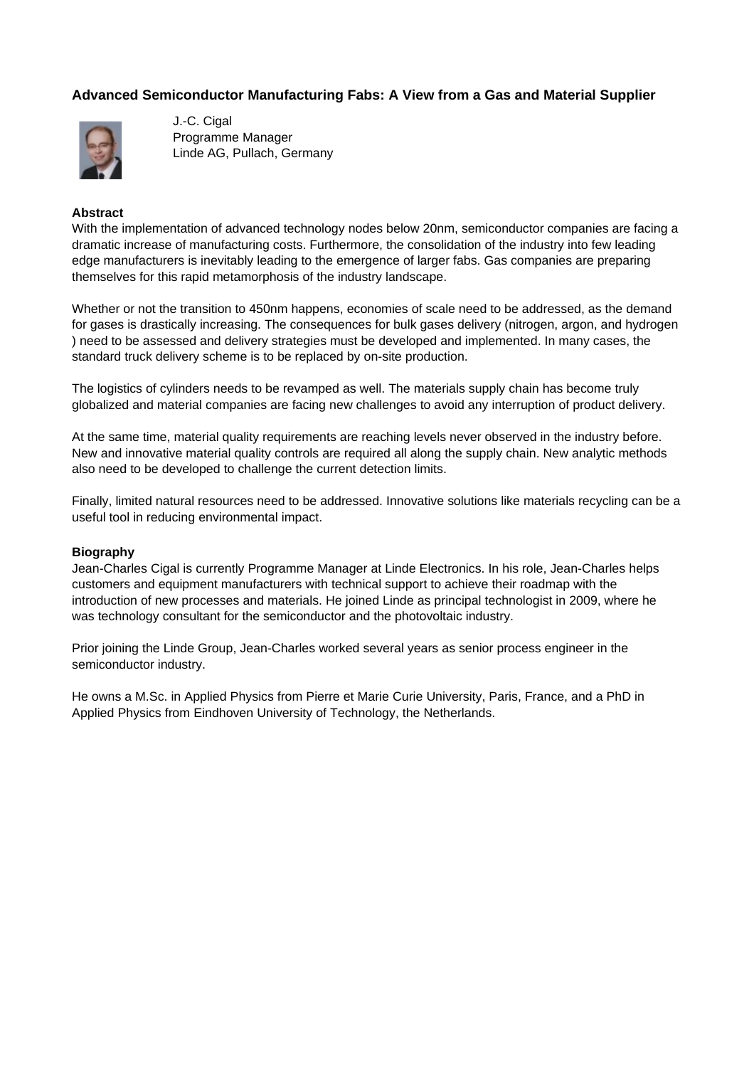### Advanced Semiconductor Manufacturing Fabs: A View from a Gas and Material Supplier

J.-C. Cigal
Programme Manager
Linde AG, Pullach, Germany

**Abstract**

With the implementation of advanced technology nodes below 20nm, semiconductor companies are facing a dramatic increase of manufacturing costs. Furthermore, the consolidation of the industry into few leading edge manufacturers is inevitably leading to the emergence of larger fabs. Gas companies are preparing themselves for this rapid metamorphosis of the industry landscape.

Whether or not the transition to 450nm happens, economies of scale need to be addressed, as the demand for gases is drastically increasing. The consequences for bulk gases delivery (nitrogen, argon, and hydrogen ) need to be assessed and delivery strategies must be developed and implemented. In many cases, the standard truck delivery scheme is to be replaced by on-site production.

The logistics of cylinders needs to be revamped as well. The materials supply chain has become truly globalized and material companies are facing new challenges to avoid any interruption of product delivery.

At the same time, material quality requirements are reaching levels never observed in the industry before. New and innovative material quality controls are required all along the supply chain. New analytic methods also need to be developed to challenge the current detection limits.

Finally, limited natural resources need to be addressed. Innovative solutions like materials recycling can be a useful tool in reducing environmental impact.

**Biography**

Jean-Charles Cigal is currently Programme Manager at Linde Electronics. In his role, Jean-Charles helps customers and equipment manufacturers with technical support to achieve their roadmap with the introduction of new processes and materials. He joined Linde as principal technologist in 2009, where he was technology consultant for the semiconductor and the photovoltaic industry.

Prior joining the Linde Group, Jean-Charles worked several years as senior process engineer in the semiconductor industry.

He owns a M.Sc. in Applied Physics from Pierre et Marie Curie University, Paris, France, and a PhD in Applied Physics from Eindhoven University of Technology, the Netherlands.